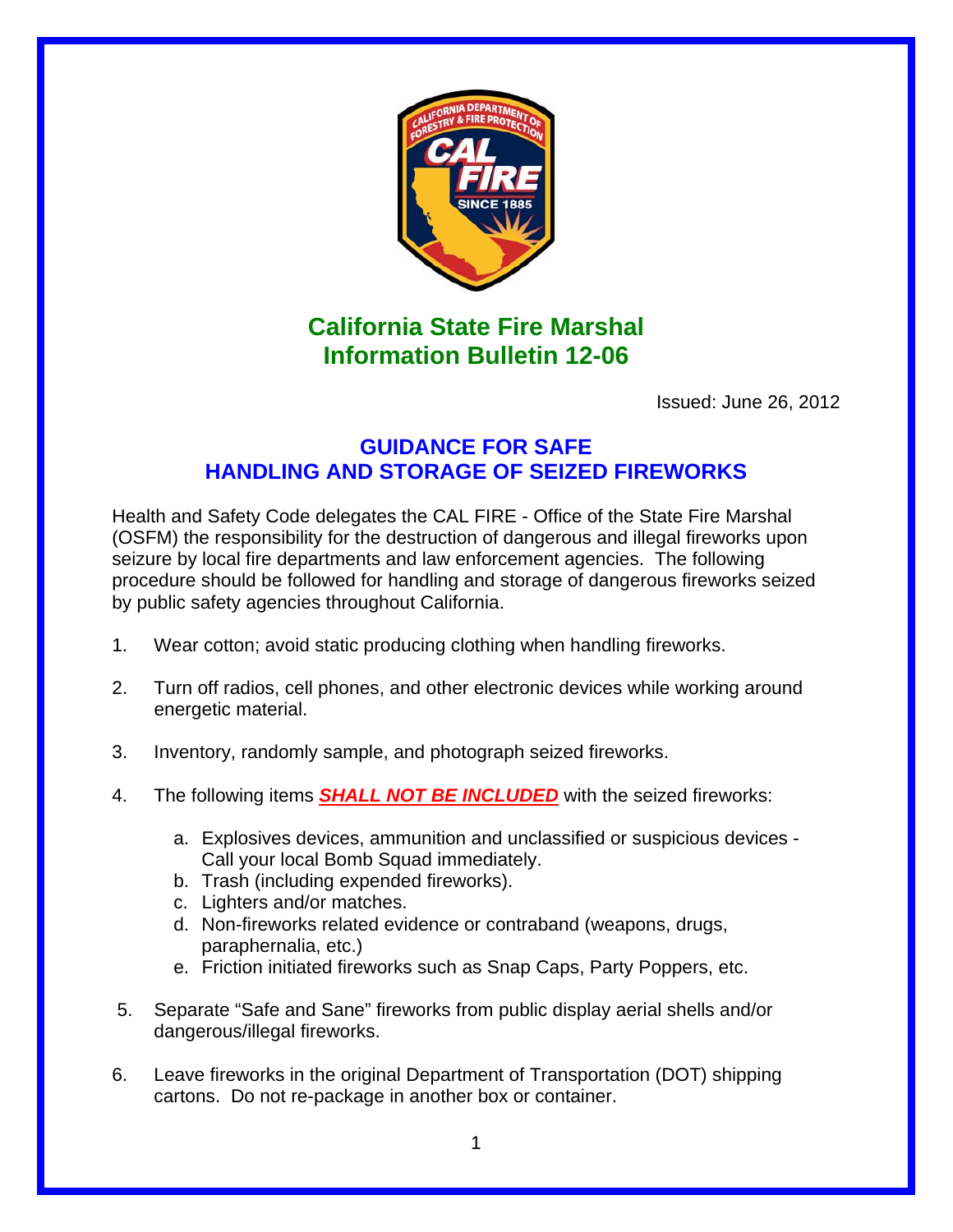# California State Fire Marshal Information Bulletin 12-06

Issued: June 26, 2012

## GUIDANCE FOR SAFE HANDLING AND STORAGE OF SEIZED FIREWORKS

Health and Safety Code delegates the CAL FIRE - Office of the State Fire Marshal (OSFM) the responsibility for the destruction of dangerous and illegal fireworks upon seizure by local fire departments and law enforcement agencies. The following procedure should be followed for handling and storage of dangerous fireworks seized by public safety agencies throughout California.

1. Wear cotton; avoid static producing clothing when handling fireworks.

2. Turn off radios, cell phones, and other electronic devices while working around energetic material.

3. Inventory, randomly sample, and photograph seized fireworks.

4. The following items ***SHALL NOT BE INCLUDED*** with the seized fireworks:

   a. Explosives devices, ammunition and unclassified or suspicious devices - Call your local Bomb Squad immediately.
   b. Trash (including expended fireworks).
   c. Lighters and/or matches.
   d. Non-fireworks related evidence or contraband (weapons, drugs, paraphernalia, etc.)
   e. Friction initiated fireworks such as Snap Caps, Party Poppers, etc.

5. Separate "Safe and Sane" fireworks from public display aerial shells and/or dangerous/illegal fireworks.

6. Leave fireworks in the original Department of Transportation (DOT) shipping cartons. Do not re-package in another box or container.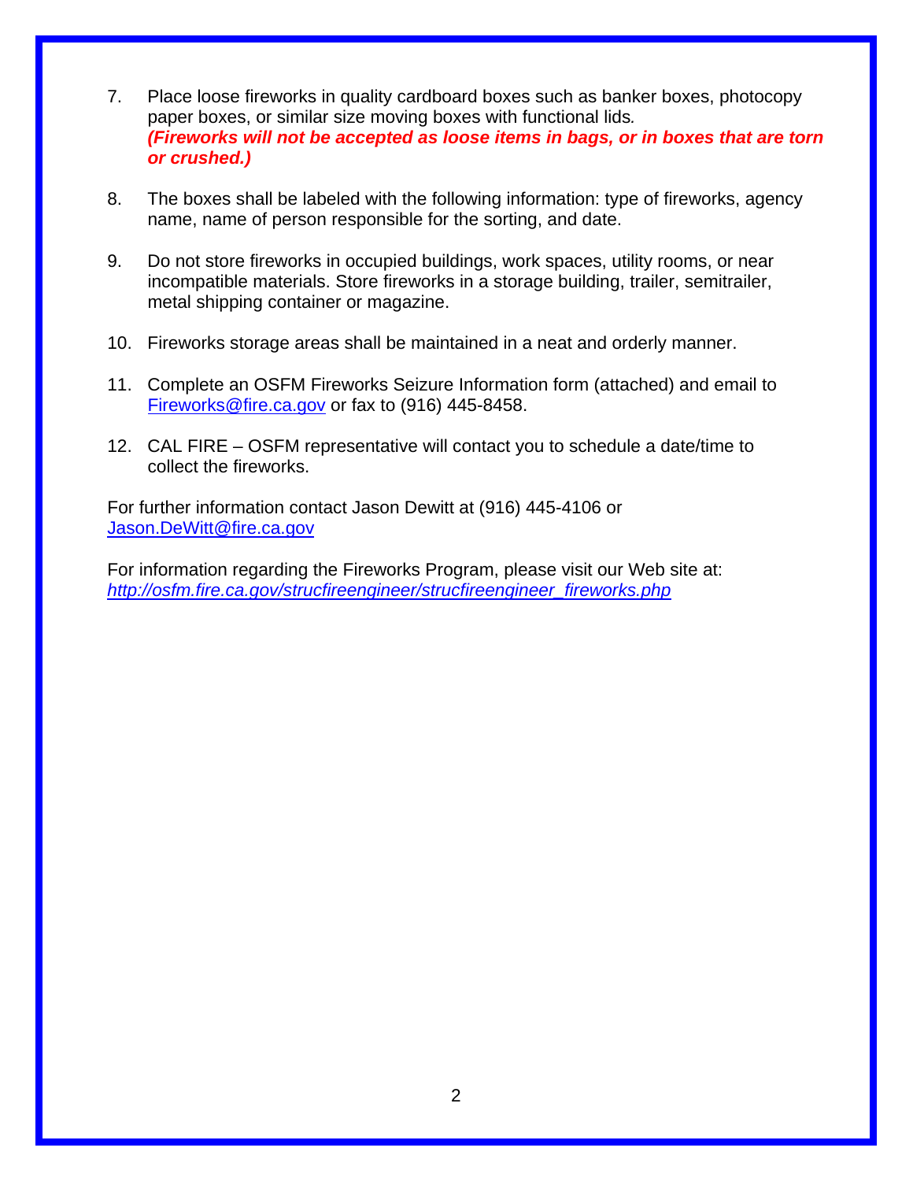7. Place loose fireworks in quality cardboard boxes such as banker boxes, photocopy paper boxes, or similar size moving boxes with functional lids. ***(Fireworks will not be accepted as loose items in bags, or in boxes that are torn or crushed.)***

8. The boxes shall be labeled with the following information: type of fireworks, agency name, name of person responsible for the sorting, and date.

9. Do not store fireworks in occupied buildings, work spaces, utility rooms, or near incompatible materials. Store fireworks in a storage building, trailer, semitrailer, metal shipping container or magazine.

10. Fireworks storage areas shall be maintained in a neat and orderly manner.

11. Complete an OSFM Fireworks Seizure Information form (attached) and email to Fireworks@fire.ca.gov or fax to (916) 445-8458.

12. CAL FIRE – OSFM representative will contact you to schedule a date/time to collect the fireworks.

For further information contact Jason Dewitt at (916) 445-4106 or Jason.DeWitt@fire.ca.gov

For information regarding the Fireworks Program, please visit our Web site at: *http://osfm.fire.ca.gov/strucfireengineer/strucfireengineer_fireworks.php*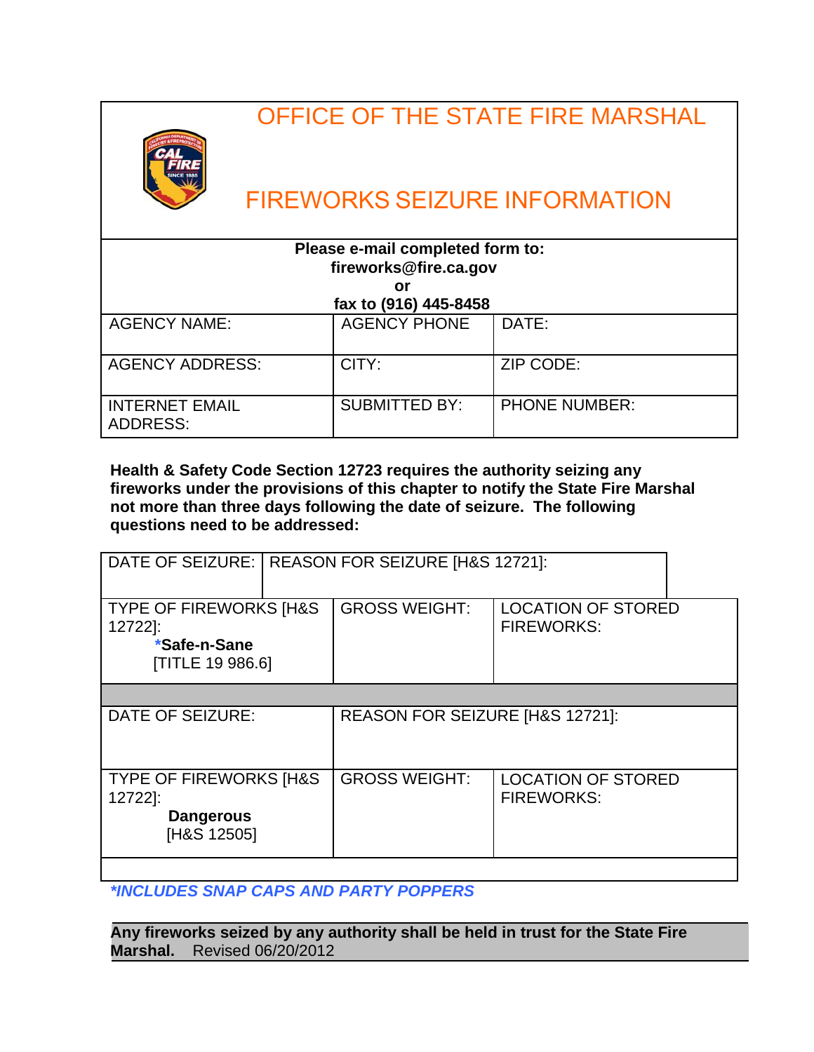# OFFICE OF THE STATE FIRE MARSHAL

# FIREWORKS SEIZURE INFORMATION

**Please e-mail completed form to:**
**fireworks@fire.ca.gov**
**or**
**fax to (916) 445-8458**

| | | |
|---|---|---|
| AGENCY NAME: | AGENCY PHONE | DATE: |
| AGENCY ADDRESS: | CITY: | ZIP CODE: |
| INTERNET EMAIL ADDRESS: | SUBMITTED BY: | PHONE NUMBER: |

**Health & Safety Code Section 12723 requires the authority seizing any fireworks under the provisions of this chapter to notify the State Fire Marshal not more than three days following the date of seizure. The following questions need to be addressed:**

| | | |
|---|---|---|
| DATE OF SEIZURE: | REASON FOR SEIZURE [H&S 12721]: | |
| TYPE OF FIREWORKS [H&S 12722]: *Safe-n-Sane [TITLE 19 986.6] | GROSS WEIGHT: | LOCATION OF STORED FIREWORKS: |
| | | |
| DATE OF SEIZURE: | REASON FOR SEIZURE [H&S 12721]: | |
| TYPE OF FIREWORKS [H&S 12722]: **Dangerous** [H&S 12505] | GROSS WEIGHT: | LOCATION OF STORED FIREWORKS: |

***INCLUDES SNAP CAPS AND PARTY POPPERS***

**Any fireworks seized by any authority shall be held in trust for the State Fire Marshal.** Revised 06/20/2012